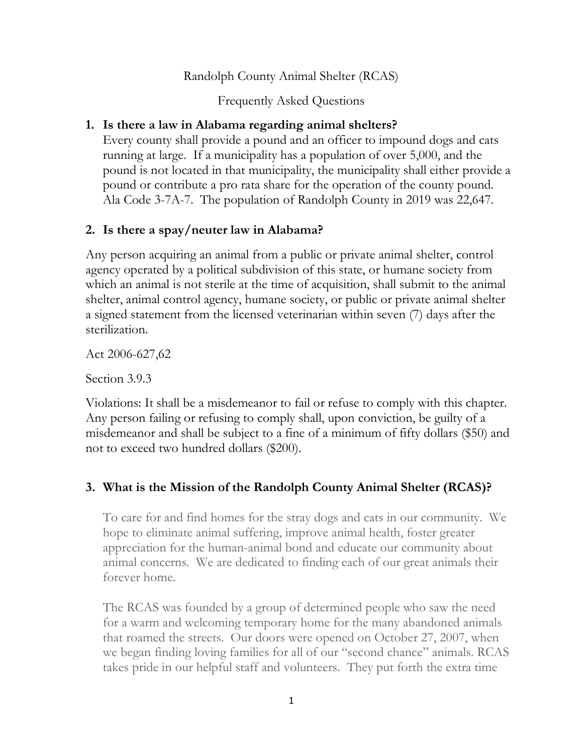Randolph County Animal Shelter (RCAS)

Frequently Asked Questions

## 1. Is there a law in Alabama regarding animal shelters?

Every county shall provide a pound and an officer to impound dogs and cats running at large. If a municipality has a population of over 5,000, and the pound is not located in that municipality, the municipality shall either provide a pound or contribute a pro rata share for the operation of the county pound. Ala Code 3-7A-7. The population of Randolph County in 2019 was 22,647.

## 2. Is there a spay/neuter law in Alabama?

Any person acquiring an animal from a public or private animal shelter, control agency operated by a political subdivision of this state, or humane society from which an animal is not sterile at the time of acquisition, shall submit to the animal shelter, animal control agency, humane society, or public or private animal shelter a signed statement from the licensed veterinarian within seven (7) days after the sterilization.

Act 2006-627,62

Section 3.9.3

Violations: It shall be a misdemeanor to fail or refuse to comply with this chapter. Any person failing or refusing to comply shall, upon conviction, be guilty of a misdemeanor and shall be subject to a fine of a minimum of fifty dollars ($50) and not to exceed two hundred dollars ($200).

## 3. What is the Mission of the Randolph County Animal Shelter (RCAS)?

To care for and find homes for the stray dogs and cats in our community. We hope to eliminate animal suffering, improve animal health, foster greater appreciation for the human-animal bond and educate our community about animal concerns. We are dedicated to finding each of our great animals their forever home.

The RCAS was founded by a group of determined people who saw the need for a warm and welcoming temporary home for the many abandoned animals that roamed the streets. Our doors were opened on October 27, 2007, when we began finding loving families for all of our "second chance" animals. RCAS takes pride in our helpful staff and volunteers. They put forth the extra time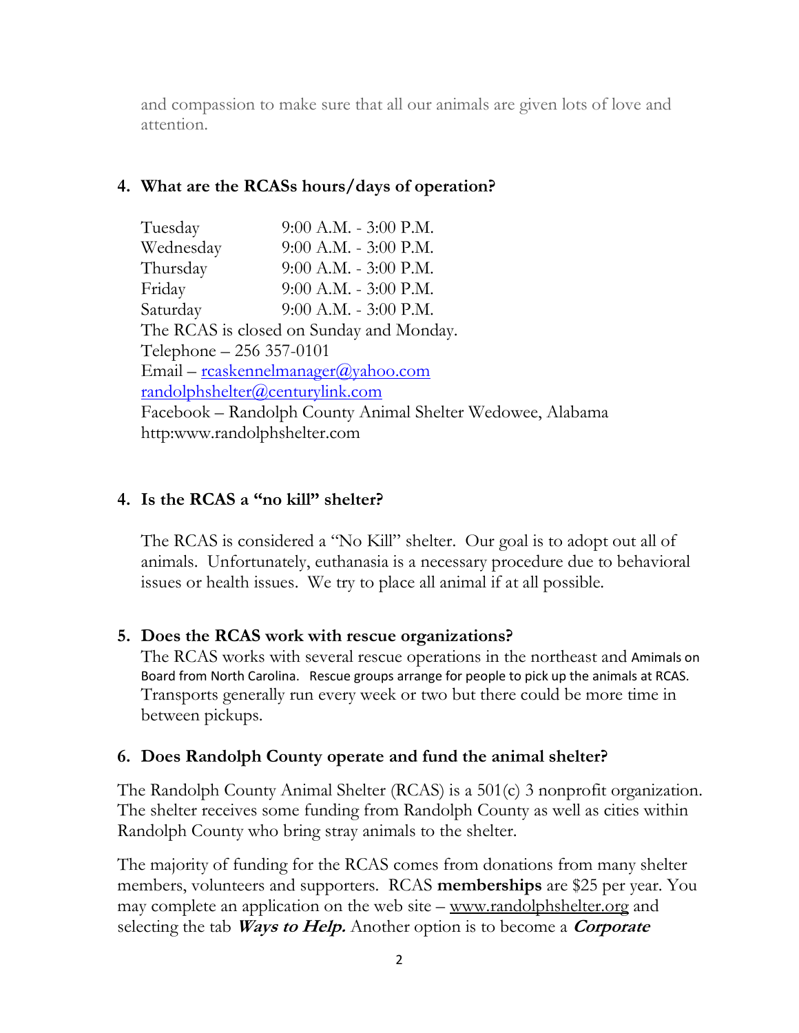and compassion to make sure that all our animals are given lots of love and attention.

**4. What are the RCASs hours/days of operation?**

| | |
|---|---|
| Tuesday | 9:00 A.M. - 3:00 P.M. |
| Wednesday | 9:00 A.M. - 3:00 P.M. |
| Thursday | 9:00 A.M. - 3:00 P.M. |
| Friday | 9:00 A.M. - 3:00 P.M. |
| Saturday | 9:00 A.M. - 3:00 P.M. |

The RCAS is closed on Sunday and Monday.
Telephone – 256 357-0101
Email – rcaskennelmanager@yahoo.com
randolphshelter@centurylink.com
Facebook – Randolph County Animal Shelter Wedowee, Alabama
http:www.randolphshelter.com

**4. Is the RCAS a "no kill" shelter?**

The RCAS is considered a "No Kill" shelter. Our goal is to adopt out all of animals. Unfortunately, euthanasia is a necessary procedure due to behavioral issues or health issues. We try to place all animal if at all possible.

**5. Does the RCAS work with rescue organizations?**

The RCAS works with several rescue operations in the northeast and Animals on Board from North Carolina. Rescue groups arrange for people to pick up the animals at RCAS. Transports generally run every week or two but there could be more time in between pickups.

**6. Does Randolph County operate and fund the animal shelter?**

The Randolph County Animal Shelter (RCAS) is a 501(c) 3 nonprofit organization. The shelter receives some funding from Randolph County as well as cities within Randolph County who bring stray animals to the shelter.

The majority of funding for the RCAS comes from donations from many shelter members, volunteers and supporters. RCAS **memberships** are $25 per year. You may complete an application on the web site – www.randolphshelter.org and selecting the tab ***Ways to Help.*** Another option is to become a ***Corporate***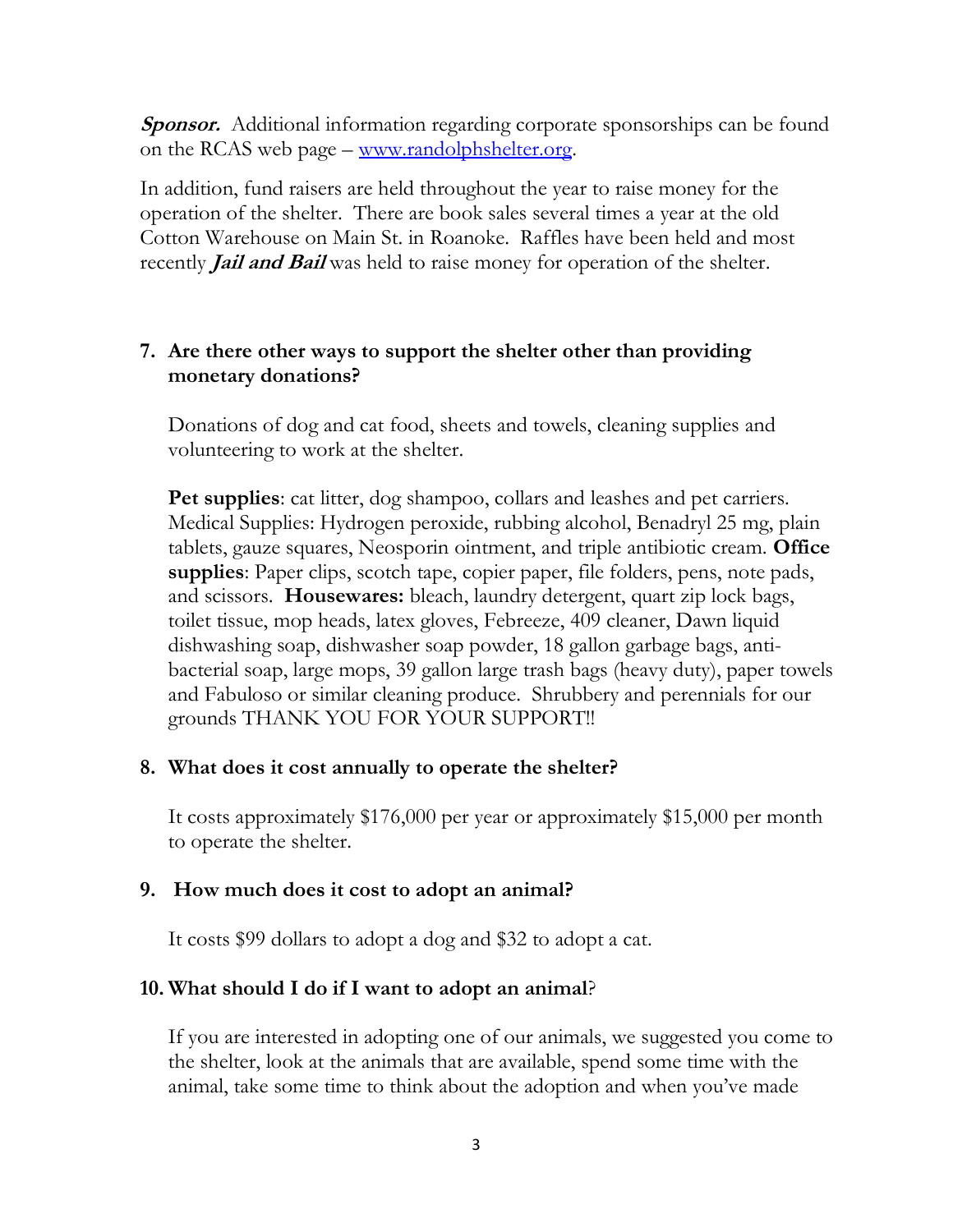***Sponsor.*** Additional information regarding corporate sponsorships can be found on the RCAS web page – [www.randolphshelter.org](http://www.randolphshelter.org).

In addition, fund raisers are held throughout the year to raise money for the operation of the shelter. There are book sales several times a year at the old Cotton Warehouse on Main St. in Roanoke. Raffles have been held and most recently ***Jail and Bail*** was held to raise money for operation of the shelter.

**7. Are there other ways to support the shelter other than providing monetary donations?**

Donations of dog and cat food, sheets and towels, cleaning supplies and volunteering to work at the shelter.

**Pet supplies**: cat litter, dog shampoo, collars and leashes and pet carriers. Medical Supplies: Hydrogen peroxide, rubbing alcohol, Benadryl 25 mg, plain tablets, gauze squares, Neosporin ointment, and triple antibiotic cream. **Office supplies**: Paper clips, scotch tape, copier paper, file folders, pens, note pads, and scissors. **Housewares:** bleach, laundry detergent, quart zip lock bags, toilet tissue, mop heads, latex gloves, Febreeze, 409 cleaner, Dawn liquid dishwashing soap, dishwasher soap powder, 18 gallon garbage bags, anti-bacterial soap, large mops, 39 gallon large trash bags (heavy duty), paper towels and Fabuloso or similar cleaning produce. Shrubbery and perennials for our grounds THANK YOU FOR YOUR SUPPORT!!

**8. What does it cost annually to operate the shelter?**

It costs approximately $176,000 per year or approximately $15,000 per month to operate the shelter.

**9. How much does it cost to adopt an animal?**

It costs $99 dollars to adopt a dog and $32 to adopt a cat.

**10. What should I do if I want to adopt an animal**?

If you are interested in adopting one of our animals, we suggested you come to the shelter, look at the animals that are available, spend some time with the animal, take some time to think about the adoption and when you've made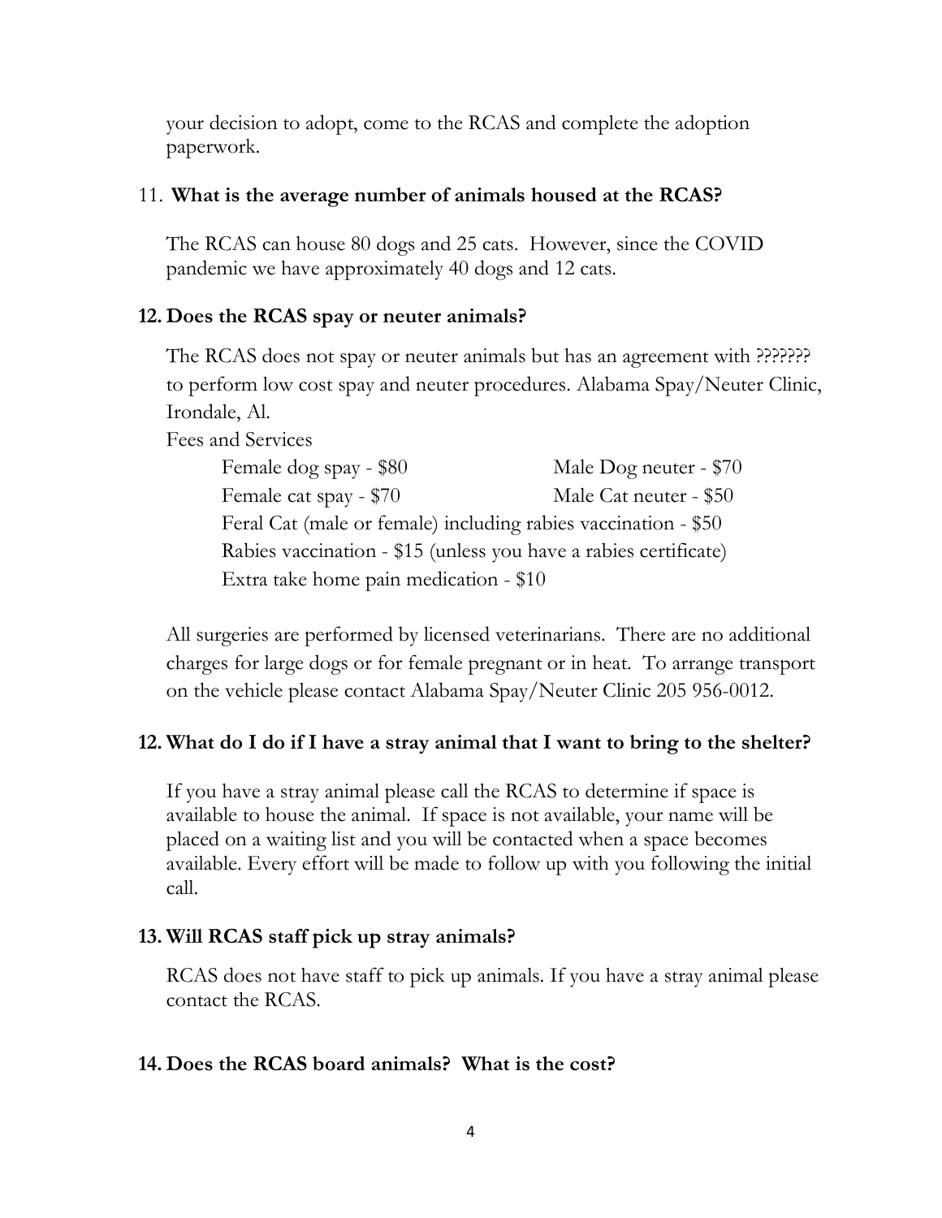your decision to adopt, come to the RCAS and complete the adoption paperwork.

11. **What is the average number of animals housed at the RCAS?**

The RCAS can house 80 dogs and 25 cats. However, since the COVID pandemic we have approximately 40 dogs and 12 cats.

**12. Does the RCAS spay or neuter animals?**

The RCAS does not spay or neuter animals but has an agreement with ??????? to perform low cost spay and neuter procedures. Alabama Spay/Neuter Clinic, Irondale, Al.

Fees and Services

| | |
|---|---|
| Female dog spay - $80 | Male Dog neuter - $70 |
| Female cat spay - $70 | Male Cat neuter - $50 |

Feral Cat (male or female) including rabies vaccination - $50
Rabies vaccination - $15 (unless you have a rabies certificate)
Extra take home pain medication - $10

All surgeries are performed by licensed veterinarians. There are no additional charges for large dogs or for female pregnant or in heat. To arrange transport on the vehicle please contact Alabama Spay/Neuter Clinic 205 956-0012.

**12. What do I do if I have a stray animal that I want to bring to the shelter?**

If you have a stray animal please call the RCAS to determine if space is available to house the animal. If space is not available, your name will be placed on a waiting list and you will be contacted when a space becomes available. Every effort will be made to follow up with you following the initial call.

**13. Will RCAS staff pick up stray animals?**

RCAS does not have staff to pick up animals. If you have a stray animal please contact the RCAS.

**14. Does the RCAS board animals? What is the cost?**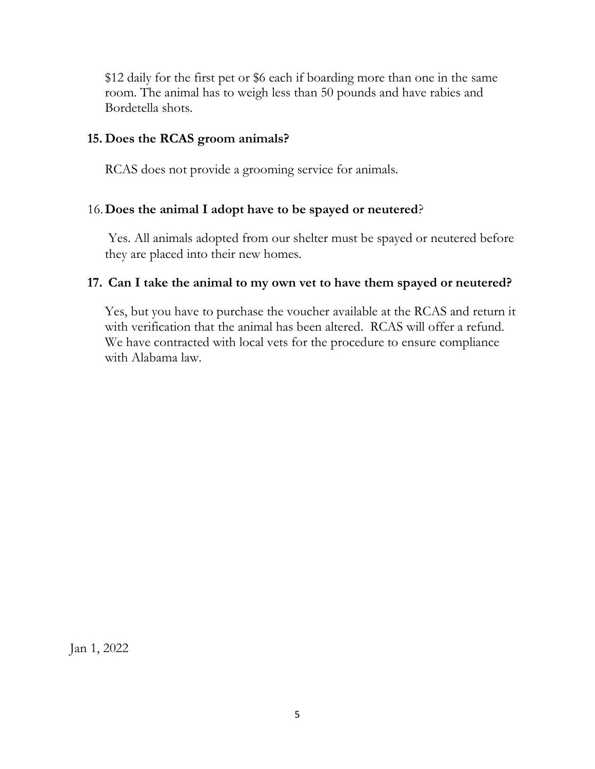$12 daily for the first pet or $6 each if boarding more than one in the same room. The animal has to weigh less than 50 pounds and have rabies and Bordetella shots.

**15. Does the RCAS groom animals?**

RCAS does not provide a grooming service for animals.

16. **Does the animal I adopt have to be spayed or neutered**?

Yes. All animals adopted from our shelter must be spayed or neutered before they are placed into their new homes.

**17. Can I take the animal to my own vet to have them spayed or neutered?**

Yes, but you have to purchase the voucher available at the RCAS and return it with verification that the animal has been altered. RCAS will offer a refund. We have contracted with local vets for the procedure to ensure compliance with Alabama law.

Jan 1, 2022